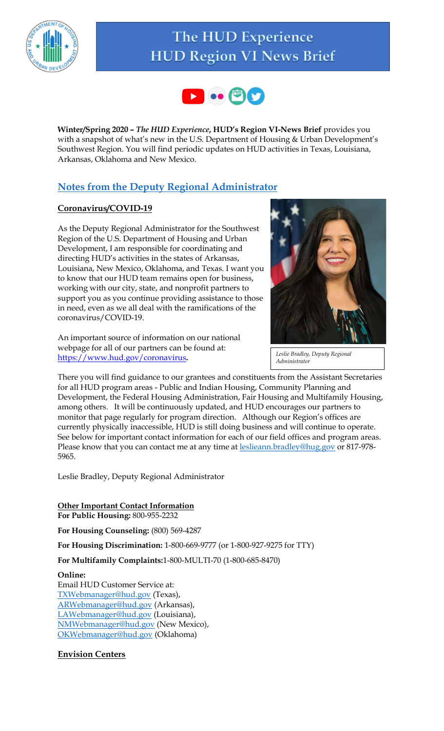# The HUD Experience
# HUD Region VI News Brief

**Winter/Spring 2020 – *The HUD Experience*, HUD's Region VI-News Brief** provides you with a snapshot of what's new in the U.S. Department of Housing & Urban Development's Southwest Region. You will find periodic updates on HUD activities in Texas, Louisiana, Arkansas, Oklahoma and New Mexico.

## Notes from the Deputy Regional Administrator

### Coronavirus/COVID-19

As the Deputy Regional Administrator for the Southwest Region of the U.S. Department of Housing and Urban Development, I am responsible for coordinating and directing HUD's activities in the states of Arkansas, Louisiana, New Mexico, Oklahoma, and Texas. I want you to know that our HUD team remains open for business, working with our city, state, and nonprofit partners to support you as you continue providing assistance to those in need, even as we all deal with the ramifications of the coronavirus/COVID-19.

*Leslie Bradley, Deputy Regional Administrator*

An important source of information on our national webpage for all of our partners can be found at: https://www.hud.gov/coronavirus**.**

There you will find guidance to our grantees and constituents from the Assistant Secretaries for all HUD program areas - Public and Indian Housing, Community Planning and Development, the Federal Housing Administration, Fair Housing and Multifamily Housing, among others. It will be continuously updated, and HUD encourages our partners to monitor that page regularly for program direction. Although our Region's offices are currently physically inaccessible, HUD is still doing business and will continue to operate. See below for important contact information for each of our field offices and program areas. Please know that you can contact me at any time at leslieann.bradley@hug.gov or 817-978-5965.

Leslie Bradley, Deputy Regional Administrator

**Other Important Contact Information**

**For Public Housing:** 800-955-2232

**For Housing Counseling:** (800) 569-4287

**For Housing Discrimination:** 1-800-669-9777 (or 1-800-927-9275 for TTY)

**For Multifamily Complaints:**1-800-MULTI-70 (1-800-685-8470)

**Online:**
Email HUD Customer Service at:
TXWebmanager@hud.gov (Texas),
ARWebmanager@hud.gov (Arkansas),
LAWebmanager@hud.gov (Louisiana),
NMWebmanager@hud.gov (New Mexico),
OKWebmanager@hud.gov (Oklahoma)

### Envision Centers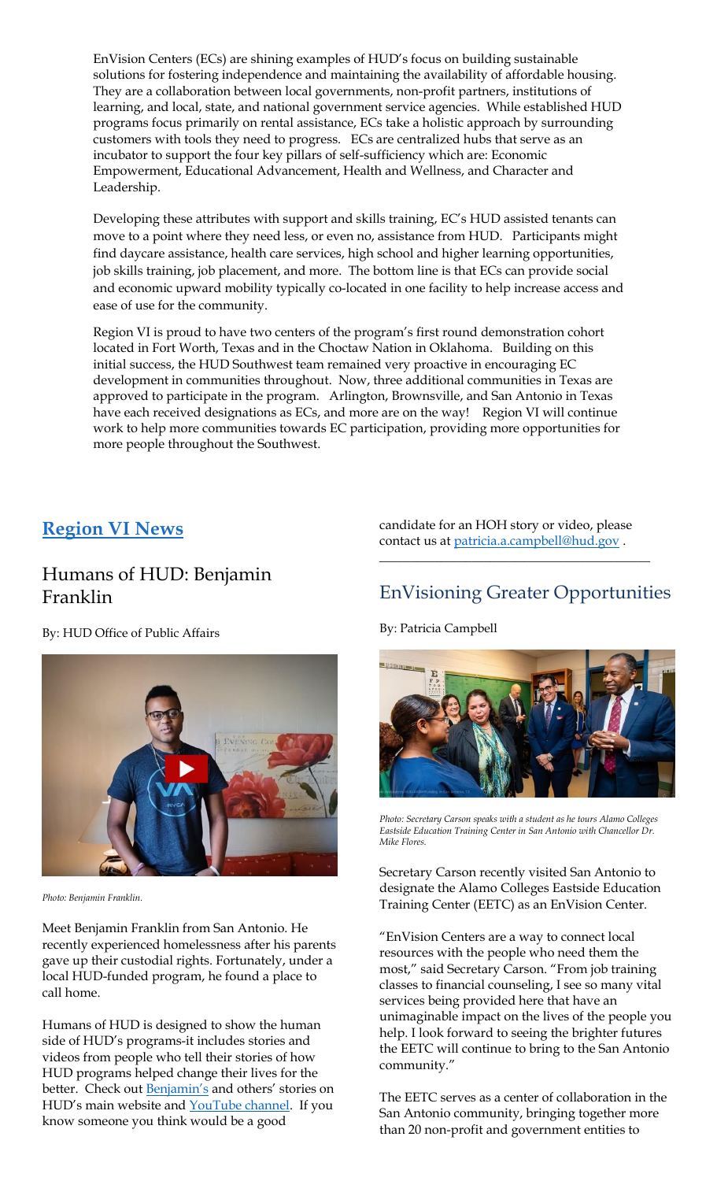EnVision Centers (ECs) are shining examples of HUD's focus on building sustainable solutions for fostering independence and maintaining the availability of affordable housing. They are a collaboration between local governments, non-profit partners, institutions of learning, and local, state, and national government service agencies. While established HUD programs focus primarily on rental assistance, ECs take a holistic approach by surrounding customers with tools they need to progress. ECs are centralized hubs that serve as an incubator to support the four key pillars of self-sufficiency which are: Economic Empowerment, Educational Advancement, Health and Wellness, and Character and Leadership.

Developing these attributes with support and skills training, EC's HUD assisted tenants can move to a point where they need less, or even no, assistance from HUD. Participants might find daycare assistance, health care services, high school and higher learning opportunities, job skills training, job placement, and more. The bottom line is that ECs can provide social and economic upward mobility typically co-located in one facility to help increase access and ease of use for the community.

Region VI is proud to have two centers of the program's first round demonstration cohort located in Fort Worth, Texas and in the Choctaw Nation in Oklahoma. Building on this initial success, the HUD Southwest team remained very proactive in encouraging EC development in communities throughout. Now, three additional communities in Texas are approved to participate in the program. Arlington, Brownsville, and San Antonio in Texas have each received designations as ECs, and more are on the way! Region VI will continue work to help more communities towards EC participation, providing more opportunities for more people throughout the Southwest.

## Region VI News

### Humans of HUD: Benjamin Franklin

By: HUD Office of Public Affairs

*Photo: Benjamin Franklin.*

Meet Benjamin Franklin from San Antonio. He recently experienced homelessness after his parents gave up their custodial rights. Fortunately, under a local HUD-funded program, he found a place to call home.

Humans of HUD is designed to show the human side of HUD's programs-it includes stories and videos from people who tell their stories of how HUD programs helped change their lives for the better. Check out Benjamin's and others' stories on HUD's main website and YouTube channel. If you know someone you think would be a good candidate for an HOH story or video, please contact us at patricia.a.campbell@hud.gov .

---

### EnVisioning Greater Opportunities

By: Patricia Campbell

*Photo: Secretary Carson speaks with a student as he tours Alamo Colleges Eastside Education Training Center in San Antonio with Chancellor Dr. Mike Flores.*

Secretary Carson recently visited San Antonio to designate the Alamo Colleges Eastside Education Training Center (EETC) as an EnVision Center.

"EnVision Centers are a way to connect local resources with the people who need them the most," said Secretary Carson. "From job training classes to financial counseling, I see so many vital services being provided here that have an unimaginable impact on the lives of the people you help. I look forward to seeing the brighter futures the EETC will continue to bring to the San Antonio community."

The EETC serves as a center of collaboration in the San Antonio community, bringing together more than 20 non-profit and government entities to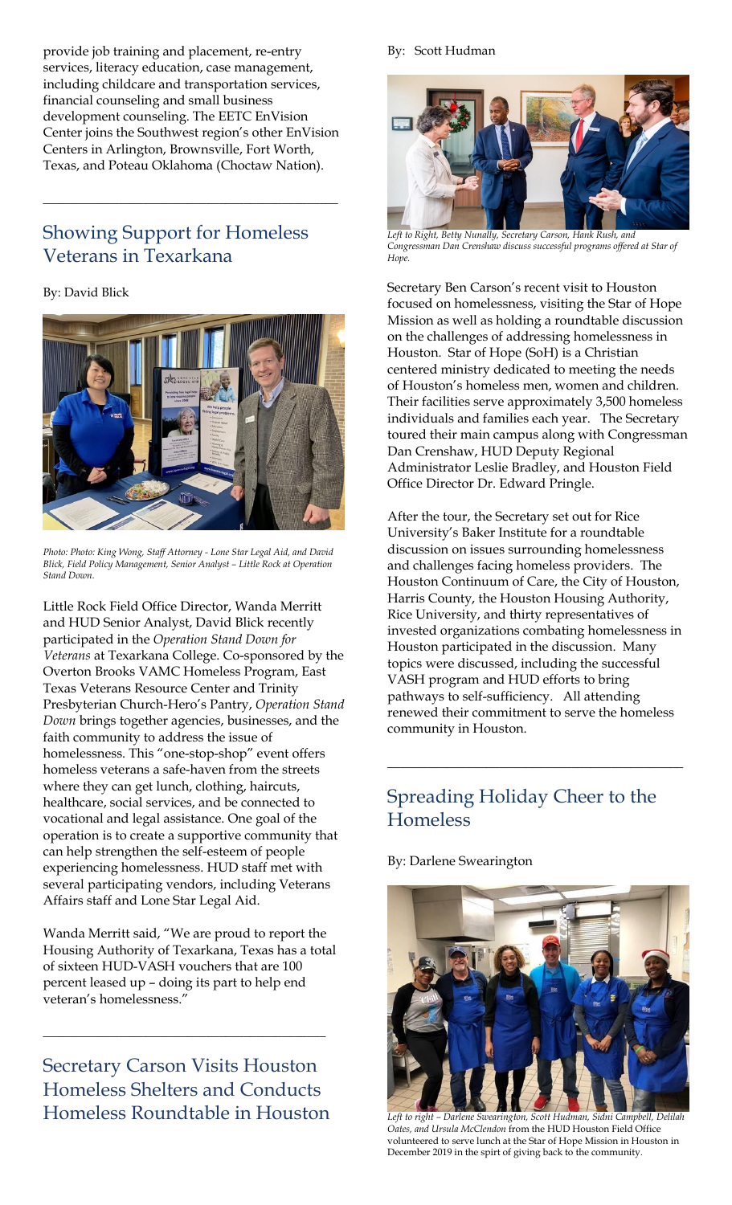provide job training and placement, re-entry services, literacy education, case management, including childcare and transportation services, financial counseling and small business development counseling. The EETC EnVision Center joins the Southwest region's other EnVision Centers in Arlington, Brownsville, Fort Worth, Texas, and Poteau Oklahoma (Choctaw Nation).

---

## Showing Support for Homeless Veterans in Texarkana

By: David Blick

*Photo: Photo: King Wong, Staff Attorney - Lone Star Legal Aid, and David Blick, Field Policy Management, Senior Analyst – Little Rock at Operation Stand Down.*

Little Rock Field Office Director, Wanda Merritt and HUD Senior Analyst, David Blick recently participated in the *Operation Stand Down for Veterans* at Texarkana College. Co-sponsored by the Overton Brooks VAMC Homeless Program, East Texas Veterans Resource Center and Trinity Presbyterian Church-Hero's Pantry, *Operation Stand Down* brings together agencies, businesses, and the faith community to address the issue of homelessness. This "one-stop-shop" event offers homeless veterans a safe-haven from the streets where they can get lunch, clothing, haircuts, healthcare, social services, and be connected to vocational and legal assistance. One goal of the operation is to create a supportive community that can help strengthen the self-esteem of people experiencing homelessness. HUD staff met with several participating vendors, including Veterans Affairs staff and Lone Star Legal Aid.

Wanda Merritt said, "We are proud to report the Housing Authority of Texarkana, Texas has a total of sixteen HUD-VASH vouchers that are 100 percent leased up – doing its part to help end veteran's homelessness."

---

## Secretary Carson Visits Houston Homeless Shelters and Conducts Homeless Roundtable in Houston

By: Scott Hudman

*Left to Right, Betty Nunally, Secretary Carson, Hank Rush, and Congressman Dan Crenshaw discuss successful programs offered at Star of Hope.*

Secretary Ben Carson's recent visit to Houston focused on homelessness, visiting the Star of Hope Mission as well as holding a roundtable discussion on the challenges of addressing homelessness in Houston. Star of Hope (SoH) is a Christian centered ministry dedicated to meeting the needs of Houston's homeless men, women and children. Their facilities serve approximately 3,500 homeless individuals and families each year. The Secretary toured their main campus along with Congressman Dan Crenshaw, HUD Deputy Regional Administrator Leslie Bradley, and Houston Field Office Director Dr. Edward Pringle.

After the tour, the Secretary set out for Rice University's Baker Institute for a roundtable discussion on issues surrounding homelessness and challenges facing homeless providers. The Houston Continuum of Care, the City of Houston, Harris County, the Houston Housing Authority, Rice University, and thirty representatives of invested organizations combating homelessness in Houston participated in the discussion. Many topics were discussed, including the successful VASH program and HUD efforts to bring pathways to self-sufficiency. All attending renewed their commitment to serve the homeless community in Houston.

---

## Spreading Holiday Cheer to the Homeless

By: Darlene Swearington

*Left to right – Darlene Swearington, Scott Hudman, Sidni Campbell, Delilah Oates, and Ursula McClendon* from the HUD Houston Field Office volunteered to serve lunch at the Star of Hope Mission in Houston in December 2019 in the spirt of giving back to the community.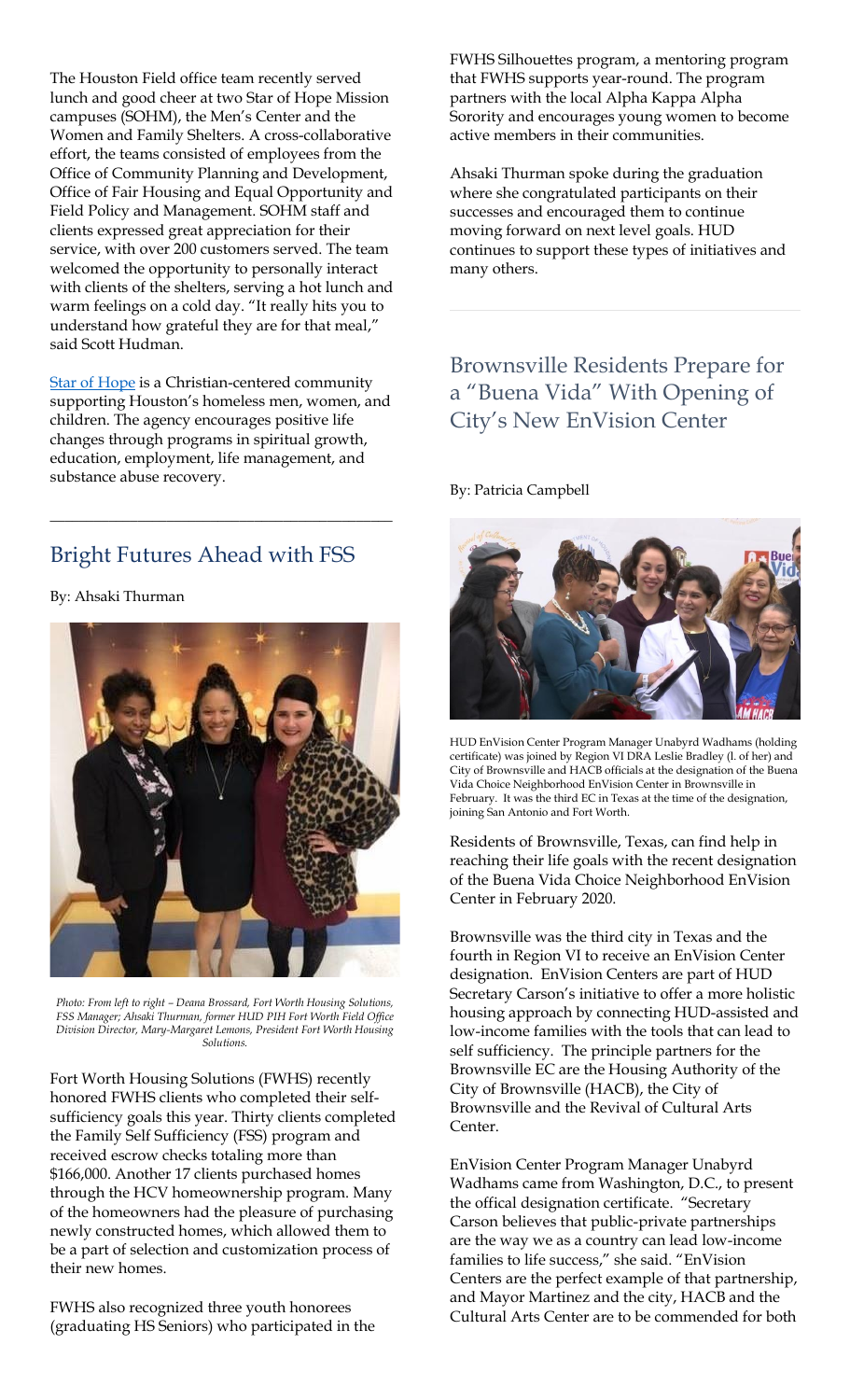The Houston Field office team recently served lunch and good cheer at two Star of Hope Mission campuses (SOHM), the Men's Center and the Women and Family Shelters. A cross-collaborative effort, the teams consisted of employees from the Office of Community Planning and Development, Office of Fair Housing and Equal Opportunity and Field Policy and Management. SOHM staff and clients expressed great appreciation for their service, with over 200 customers served. The team welcomed the opportunity to personally interact with clients of the shelters, serving a hot lunch and warm feelings on a cold day. "It really hits you to understand how grateful they are for that meal," said Scott Hudman.

Star of Hope is a Christian-centered community supporting Houston's homeless men, women, and children. The agency encourages positive life changes through programs in spiritual growth, education, employment, life management, and substance abuse recovery.

---

## Bright Futures Ahead with FSS

By: Ahsaki Thurman

*Photo: From left to right – Deana Brossard, Fort Worth Housing Solutions, FSS Manager; Ahsaki Thurman, former HUD PIH Fort Worth Field Office Division Director, Mary-Margaret Lemons, President Fort Worth Housing Solutions.*

Fort Worth Housing Solutions (FWHS) recently honored FWHS clients who completed their self-sufficiency goals this year. Thirty clients completed the Family Self Sufficiency (FSS) program and received escrow checks totaling more than $166,000. Another 17 clients purchased homes through the HCV homeownership program. Many of the homeowners had the pleasure of purchasing newly constructed homes, which allowed them to be a part of selection and customization process of their new homes.

FWHS also recognized three youth honorees (graduating HS Seniors) who participated in the FWHS Silhouettes program, a mentoring program that FWHS supports year-round. The program partners with the local Alpha Kappa Alpha Sorority and encourages young women to become active members in their communities.

Ahsaki Thurman spoke during the graduation where she congratulated participants on their successes and encouraged them to continue moving forward on next level goals. HUD continues to support these types of initiatives and many others.

---

## Brownsville Residents Prepare for a "Buena Vida" With Opening of City's New EnVision Center

By: Patricia Campbell

HUD EnVision Center Program Manager Unabyrd Wadhams (holding certificate) was joined by Region VI DRA Leslie Bradley (l. of her) and City of Brownsville and HACB officials at the designation of the Buena Vida Choice Neighborhood EnVision Center in Brownsville in February. It was the third EC in Texas at the time of the designation, joining San Antonio and Fort Worth.

Residents of Brownsville, Texas, can find help in reaching their life goals with the recent designation of the Buena Vida Choice Neighborhood EnVision Center in February 2020.

Brownsville was the third city in Texas and the fourth in Region VI to receive an EnVision Center designation. EnVision Centers are part of HUD Secretary Carson's initiative to offer a more holistic housing approach by connecting HUD-assisted and low-income families with the tools that can lead to self sufficiency. The principle partners for the Brownsville EC are the Housing Authority of the City of Brownsville (HACB), the City of Brownsville and the Revival of Cultural Arts Center.

EnVision Center Program Manager Unabyrd Wadhams came from Washington, D.C., to present the offical designation certificate. "Secretary Carson believes that public-private partnerships are the way we as a country can lead low-income families to life success," she said. "EnVision Centers are the perfect example of that partnership, and Mayor Martinez and the city, HACB and the Cultural Arts Center are to be commended for both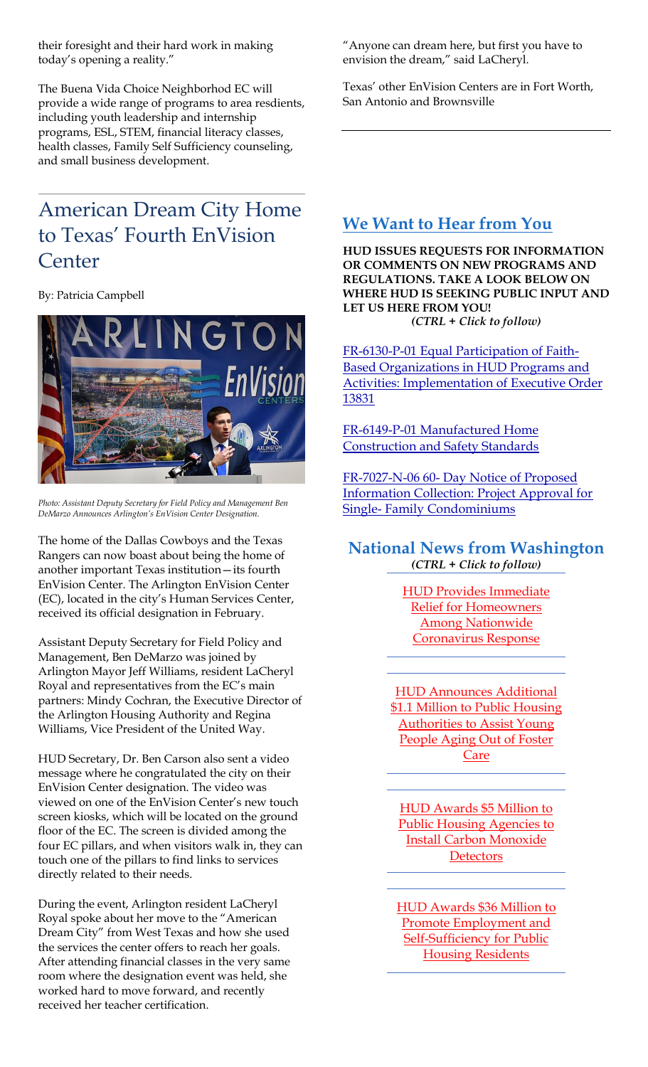their foresight and their hard work in making today's opening a reality."

The Buena Vida Choice Neighborhod EC will provide a wide range of programs to area resdients, including youth leadership and internship programs, ESL, STEM, financial literacy classes, health classes, Family Self Sufficiency counseling, and small business development.

# American Dream City Home to Texas' Fourth EnVision Center

By: Patricia Campbell

*Photo: Assistant Deputy Secretary for Field Policy and Management Ben DeMarzo Announces Arlington's EnVision Center Designation.*

The home of the Dallas Cowboys and the Texas Rangers can now boast about being the home of another important Texas institution—its fourth EnVision Center. The Arlington EnVision Center (EC), located in the city's Human Services Center, received its official designation in February.

Assistant Deputy Secretary for Field Policy and Management, Ben DeMarzo was joined by Arlington Mayor Jeff Williams, resident LaCheryl Royal and representatives from the EC's main partners: Mindy Cochran, the Executive Director of the Arlington Housing Authority and Regina Williams, Vice President of the United Way.

HUD Secretary, Dr. Ben Carson also sent a video message where he congratulated the city on their EnVision Center designation. The video was viewed on one of the EnVision Center's new touch screen kiosks, which will be located on the ground floor of the EC. The screen is divided among the four EC pillars, and when visitors walk in, they can touch one of the pillars to find links to services directly related to their needs.

During the event, Arlington resident LaCheryl Royal spoke about her move to the "American Dream City" from West Texas and how she used the services the center offers to reach her goals. After attending financial classes in the very same room where the designation event was held, she worked hard to move forward, and recently received her teacher certification.

"Anyone can dream here, but first you have to envision the dream," said LaCheryl.

Texas' other EnVision Centers are in Fort Worth, San Antonio and Brownsville

## We Want to Hear from You

**HUD ISSUES REQUESTS FOR INFORMATION OR COMMENTS ON NEW PROGRAMS AND REGULATIONS. TAKE A LOOK BELOW ON WHERE HUD IS SEEKING PUBLIC INPUT AND LET US HERE FROM YOU!**
***(CTRL + Click to follow)***

FR-6130-P-01 Equal Participation of Faith-Based Organizations in HUD Programs and Activities: Implementation of Executive Order 13831

FR-6149-P-01 Manufactured Home Construction and Safety Standards

FR-7027-N-06 60- Day Notice of Proposed Information Collection: Project Approval for Single- Family Condominiums

## National News from Washington

***(CTRL + Click to follow)***

HUD Provides Immediate Relief for Homeowners Among Nationwide Coronavirus Response

HUD Announces Additional $1.1 Million to Public Housing Authorities to Assist Young People Aging Out of Foster Care

HUD Awards $5 Million to Public Housing Agencies to Install Carbon Monoxide Detectors

HUD Awards $36 Million to Promote Employment and Self-Sufficiency for Public Housing Residents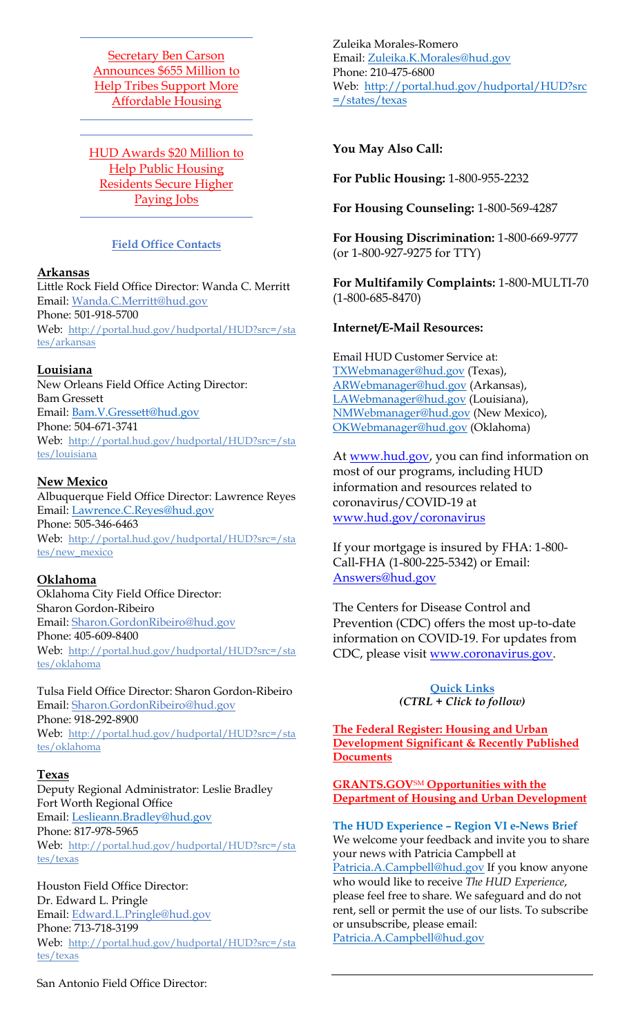Secretary Ben Carson Announces $655 Million to Help Tribes Support More Affordable Housing

---

HUD Awards $20 Million to Help Public Housing Residents Secure Higher Paying Jobs

---

**Field Office Contacts**

**Arkansas**
Little Rock Field Office Director: Wanda C. Merritt
Email: Wanda.C.Merritt@hud.gov
Phone: 501-918-5700
Web: http://portal.hud.gov/hudportal/HUD?src=/states/arkansas

**Louisiana**
New Orleans Field Office Acting Director: Bam Gressett
Email: Bam.V.Gressett@hud.gov
Phone: 504-671-3741
Web: http://portal.hud.gov/hudportal/HUD?src=/states/louisiana

**New Mexico**
Albuquerque Field Office Director: Lawrence Reyes
Email: Lawrence.C.Reyes@hud.gov
Phone: 505-346-6463
Web: http://portal.hud.gov/hudportal/HUD?src=/states/new_mexico

**Oklahoma**
Oklahoma City Field Office Director: Sharon Gordon-Ribeiro
Email: Sharon.GordonRibeiro@hud.gov
Phone: 405-609-8400
Web: http://portal.hud.gov/hudportal/HUD?src=/states/oklahoma

Tulsa Field Office Director: Sharon Gordon-Ribeiro
Email: Sharon.GordonRibeiro@hud.gov
Phone: 918-292-8900
Web: http://portal.hud.gov/hudportal/HUD?src=/states/oklahoma

**Texas**
Deputy Regional Administrator: Leslie Bradley
Fort Worth Regional Office
Email: Leslieann.Bradley@hud.gov
Phone: 817-978-5965
Web: http://portal.hud.gov/hudportal/HUD?src=/states/texas

Houston Field Office Director: Dr. Edward L. Pringle
Email: Edward.L.Pringle@hud.gov
Phone: 713-718-3199
Web: http://portal.hud.gov/hudportal/HUD?src=/states/texas

San Antonio Field Office Director: Zuleika Morales-Romero
Email: Zuleika.K.Morales@hud.gov
Phone: 210-475-6800
Web: http://portal.hud.gov/hudportal/HUD?src=/states/texas

**You May Also Call:**

**For Public Housing:** 1-800-955-2232

**For Housing Counseling:** 1-800-569-4287

**For Housing Discrimination:** 1-800-669-9777 (or 1-800-927-9275 for TTY)

**For Multifamily Complaints:** 1-800-MULTI-70 (1-800-685-8470)

**Internet/E-Mail Resources:**

Email HUD Customer Service at: TXWebmanager@hud.gov (Texas), ARWebmanager@hud.gov (Arkansas), LAWebmanager@hud.gov (Louisiana), NMWebmanager@hud.gov (New Mexico), OKWebmanager@hud.gov (Oklahoma)

At www.hud.gov, you can find information on most of our programs, including HUD information and resources related to coronavirus/COVID-19 at www.hud.gov/coronavirus

If your mortgage is insured by FHA: 1-800-Call-FHA (1-800-225-5342) or Email: Answers@hud.gov

The Centers for Disease Control and Prevention (CDC) offers the most up-to-date information on COVID-19. For updates from CDC, please visit www.coronavirus.gov.

**Quick Links**
***(CTRL + Click to follow)***

**The Federal Register: Housing and Urban Development Significant & Recently Published Documents**

**GRANTS.GOV℠ Opportunities with the Department of Housing and Urban Development**

**The HUD Experience – Region VI e-News Brief**
We welcome your feedback and invite you to share your news with Patricia Campbell at Patricia.A.Campbell@hud.gov If you know anyone who would like to receive *The HUD Experience*, please feel free to share. We safeguard and do not rent, sell or permit the use of our lists. To subscribe or unsubscribe, please email: Patricia.A.Campbell@hud.gov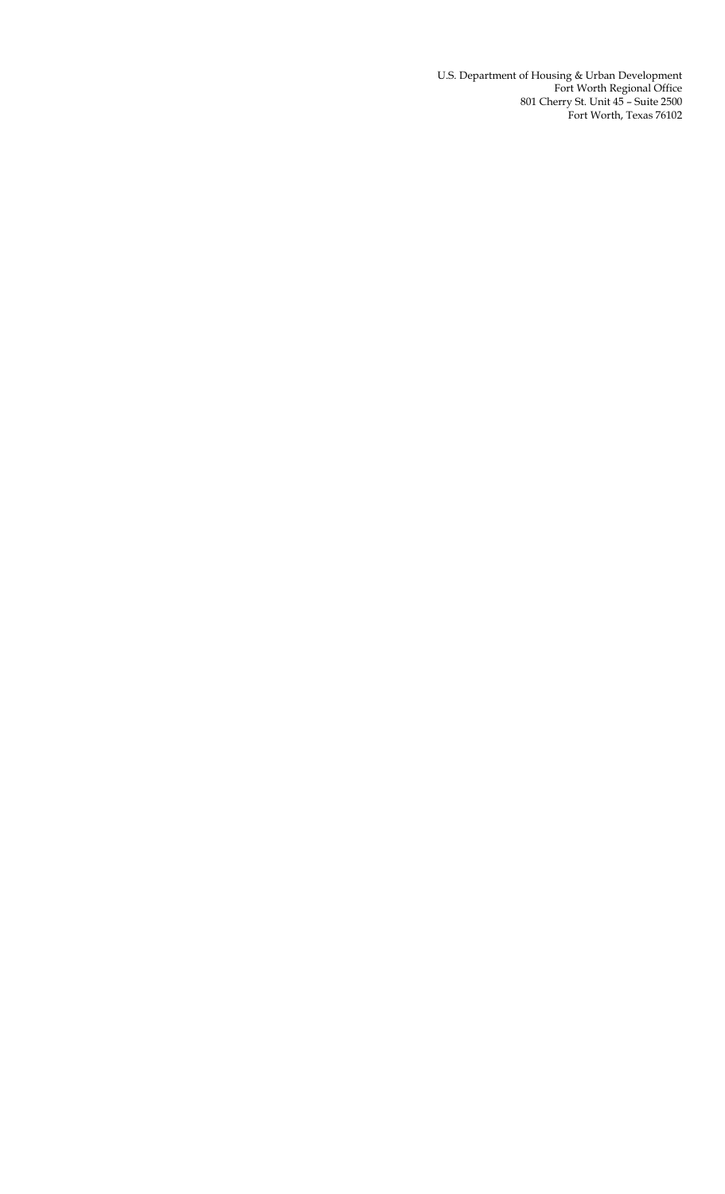U.S. Department of Housing & Urban Development
Fort Worth Regional Office
801 Cherry St. Unit 45 – Suite 2500
Fort Worth, Texas 76102